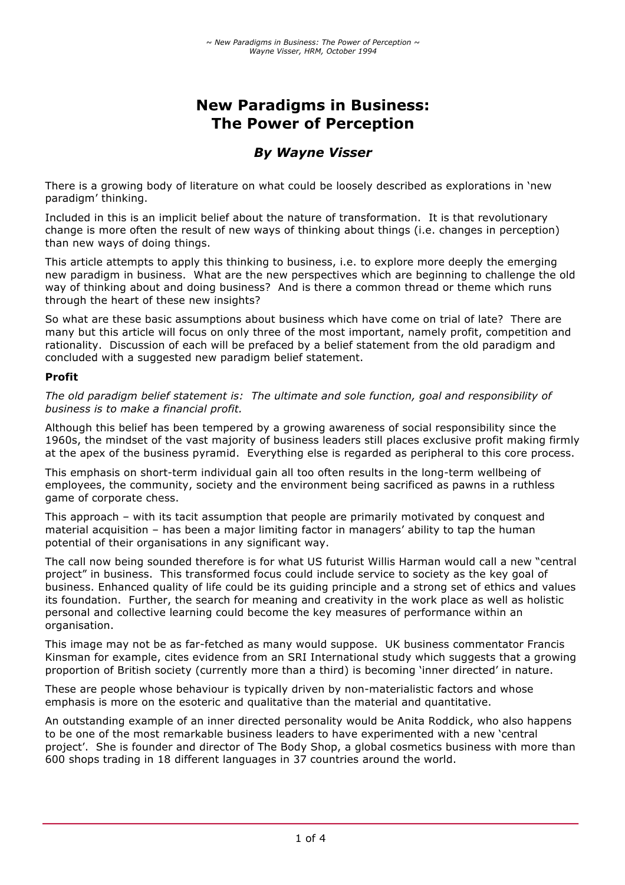# New Paradigms in Business: The Power of Perception

### *By Wayne Visser*

There is a growing body of literature on what could be loosely described as explorations in 'new paradigm' thinking.

Included in this is an implicit belief about the nature of transformation. It is that revolutionary change is more often the result of new ways of thinking about things (i.e. changes in perception) than new ways of doing things.

This article attempts to apply this thinking to business, i.e. to explore more deeply the emerging new paradigm in business. What are the new perspectives which are beginning to challenge the old way of thinking about and doing business? And is there a common thread or theme which runs through the heart of these new insights?

So what are these basic assumptions about business which have come on trial of late? There are many but this article will focus on only three of the most important, namely profit, competition and rationality. Discussion of each will be prefaced by a belief statement from the old paradigm and concluded with a suggested new paradigm belief statement.

**Profit**

*The old paradigm belief statement is: The ultimate and sole function, goal and responsibility of business is to make a financial profit.*

Although this belief has been tempered by a growing awareness of social responsibility since the 1960s, the mindset of the vast majority of business leaders still places exclusive profit making firmly at the apex of the business pyramid. Everything else is regarded as peripheral to this core process.

This emphasis on short-term individual gain all too often results in the long-term wellbeing of employees, the community, society and the environment being sacrificed as pawns in a ruthless game of corporate chess.

This approach – with its tacit assumption that people are primarily motivated by conquest and material acquisition – has been a major limiting factor in managers' ability to tap the human potential of their organisations in any significant way.

The call now being sounded therefore is for what US futurist Willis Harman would call a new "central project" in business. This transformed focus could include service to society as the key goal of business. Enhanced quality of life could be its guiding principle and a strong set of ethics and values its foundation. Further, the search for meaning and creativity in the work place as well as holistic personal and collective learning could become the key measures of performance within an organisation.

This image may not be as far-fetched as many would suppose. UK business commentator Francis Kinsman for example, cites evidence from an SRI International study which suggests that a growing proportion of British society (currently more than a third) is becoming 'inner directed' in nature.

These are people whose behaviour is typically driven by non-materialistic factors and whose emphasis is more on the esoteric and qualitative than the material and quantitative.

An outstanding example of an inner directed personality would be Anita Roddick, who also happens to be one of the most remarkable business leaders to have experimented with a new 'central project'. She is founder and director of The Body Shop, a global cosmetics business with more than 600 shops trading in 18 different languages in 37 countries around the world.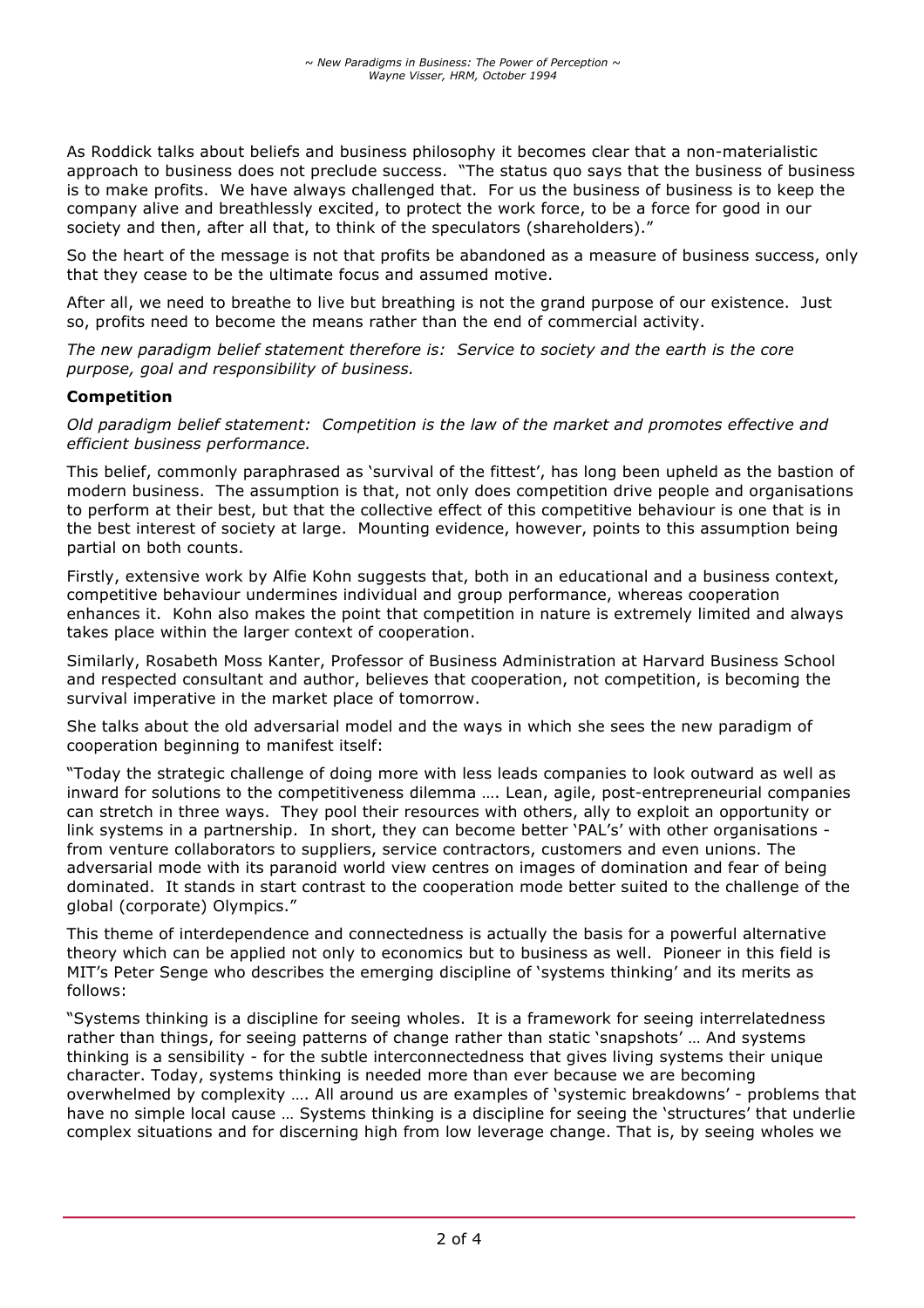As Roddick talks about beliefs and business philosophy it becomes clear that a non-materialistic approach to business does not preclude success. "The status quo says that the business of business is to make profits. We have always challenged that. For us the business of business is to keep the company alive and breathlessly excited, to protect the work force, to be a force for good in our society and then, after all that, to think of the speculators (shareholders)."

So the heart of the message is not that profits be abandoned as a measure of business success, only that they cease to be the ultimate focus and assumed motive.

After all, we need to breathe to live but breathing is not the grand purpose of our existence. Just so, profits need to become the means rather than the end of commercial activity.

*The new paradigm belief statement therefore is: Service to society and the earth is the core purpose, goal and responsibility of business.*

**Competition**

*Old paradigm belief statement: Competition is the law of the market and promotes effective and efficient business performance.*

This belief, commonly paraphrased as 'survival of the fittest', has long been upheld as the bastion of modern business. The assumption is that, not only does competition drive people and organisations to perform at their best, but that the collective effect of this competitive behaviour is one that is in the best interest of society at large. Mounting evidence, however, points to this assumption being partial on both counts.

Firstly, extensive work by Alfie Kohn suggests that, both in an educational and a business context, competitive behaviour undermines individual and group performance, whereas cooperation enhances it. Kohn also makes the point that competition in nature is extremely limited and always takes place within the larger context of cooperation.

Similarly, Rosabeth Moss Kanter, Professor of Business Administration at Harvard Business School and respected consultant and author, believes that cooperation, not competition, is becoming the survival imperative in the market place of tomorrow.

She talks about the old adversarial model and the ways in which she sees the new paradigm of cooperation beginning to manifest itself:

"Today the strategic challenge of doing more with less leads companies to look outward as well as inward for solutions to the competitiveness dilemma …. Lean, agile, post-entrepreneurial companies can stretch in three ways. They pool their resources with others, ally to exploit an opportunity or link systems in a partnership. In short, they can become better 'PAL's' with other organisations - from venture collaborators to suppliers, service contractors, customers and even unions. The adversarial mode with its paranoid world view centres on images of domination and fear of being dominated. It stands in start contrast to the cooperation mode better suited to the challenge of the global (corporate) Olympics."

This theme of interdependence and connectedness is actually the basis for a powerful alternative theory which can be applied not only to economics but to business as well. Pioneer in this field is MIT's Peter Senge who describes the emerging discipline of 'systems thinking' and its merits as follows:

"Systems thinking is a discipline for seeing wholes. It is a framework for seeing interrelatedness rather than things, for seeing patterns of change rather than static 'snapshots' … And systems thinking is a sensibility - for the subtle interconnectedness that gives living systems their unique character. Today, systems thinking is needed more than ever because we are becoming overwhelmed by complexity …. All around us are examples of 'systemic breakdowns' - problems that have no simple local cause … Systems thinking is a discipline for seeing the 'structures' that underlie complex situations and for discerning high from low leverage change. That is, by seeing wholes we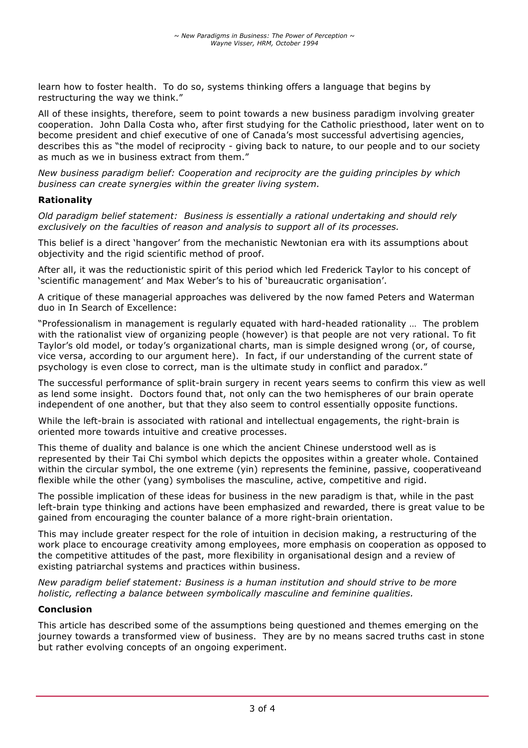learn how to foster health. To do so, systems thinking offers a language that begins by restructuring the way we think."

All of these insights, therefore, seem to point towards a new business paradigm involving greater cooperation. John Dalla Costa who, after first studying for the Catholic priesthood, later went on to become president and chief executive of one of Canada's most successful advertising agencies, describes this as "the model of reciprocity - giving back to nature, to our people and to our society as much as we in business extract from them."

*New business paradigm belief: Cooperation and reciprocity are the guiding principles by which business can create synergies within the greater living system.*

**Rationality**

*Old paradigm belief statement: Business is essentially a rational undertaking and should rely exclusively on the faculties of reason and analysis to support all of its processes.*

This belief is a direct 'hangover' from the mechanistic Newtonian era with its assumptions about objectivity and the rigid scientific method of proof.

After all, it was the reductionistic spirit of this period which led Frederick Taylor to his concept of 'scientific management' and Max Weber's to his of 'bureaucratic organisation'.

A critique of these managerial approaches was delivered by the now famed Peters and Waterman duo in In Search of Excellence:

"Professionalism in management is regularly equated with hard-headed rationality … The problem with the rationalist view of organizing people (however) is that people are not very rational. To fit Taylor's old model, or today's organizational charts, man is simple designed wrong (or, of course, vice versa, according to our argument here). In fact, if our understanding of the current state of psychology is even close to correct, man is the ultimate study in conflict and paradox."

The successful performance of split-brain surgery in recent years seems to confirm this view as well as lend some insight. Doctors found that, not only can the two hemispheres of our brain operate independent of one another, but that they also seem to control essentially opposite functions.

While the left-brain is associated with rational and intellectual engagements, the right-brain is oriented more towards intuitive and creative processes.

This theme of duality and balance is one which the ancient Chinese understood well as is represented by their Tai Chi symbol which depicts the opposites within a greater whole. Contained within the circular symbol, the one extreme (yin) represents the feminine, passive, cooperativeand flexible while the other (yang) symbolises the masculine, active, competitive and rigid.

The possible implication of these ideas for business in the new paradigm is that, while in the past left-brain type thinking and actions have been emphasized and rewarded, there is great value to be gained from encouraging the counter balance of a more right-brain orientation.

This may include greater respect for the role of intuition in decision making, a restructuring of the work place to encourage creativity among employees, more emphasis on cooperation as opposed to the competitive attitudes of the past, more flexibility in organisational design and a review of existing patriarchal systems and practices within business.

*New paradigm belief statement: Business is a human institution and should strive to be more holistic, reflecting a balance between symbolically masculine and feminine qualities.*

**Conclusion**

This article has described some of the assumptions being questioned and themes emerging on the journey towards a transformed view of business. They are by no means sacred truths cast in stone but rather evolving concepts of an ongoing experiment.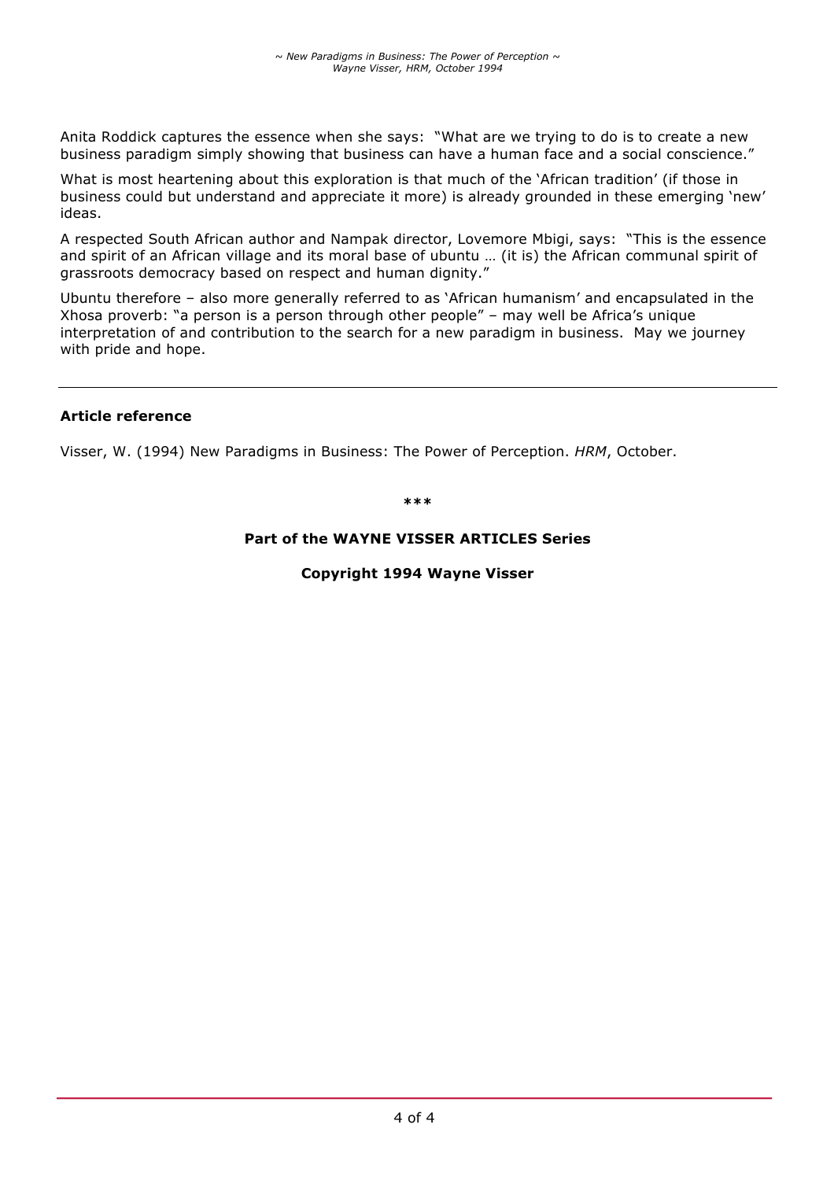Anita Roddick captures the essence when she says: "What are we trying to do is to create a new business paradigm simply showing that business can have a human face and a social conscience."

What is most heartening about this exploration is that much of the 'African tradition' (if those in business could but understand and appreciate it more) is already grounded in these emerging 'new' ideas.

A respected South African author and Nampak director, Lovemore Mbigi, says: "This is the essence and spirit of an African village and its moral base of ubuntu … (it is) the African communal spirit of grassroots democracy based on respect and human dignity."

Ubuntu therefore – also more generally referred to as 'African humanism' and encapsulated in the Xhosa proverb: "a person is a person through other people" – may well be Africa's unique interpretation of and contribution to the search for a new paradigm in business. May we journey with pride and hope.

---

**Article reference**

Visser, W. (1994) New Paradigms in Business: The Power of Perception. *HRM*, October.

**\*\*\***

**Part of the WAYNE VISSER ARTICLES Series**

**Copyright 1994 Wayne Visser**